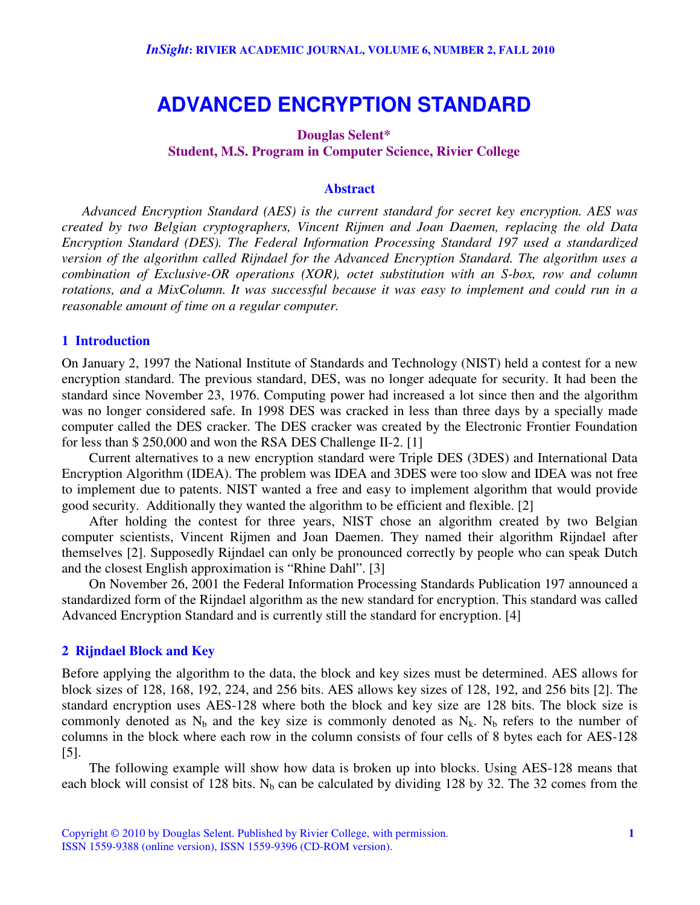# ADVANCED ENCRYPTION STANDARD

**Douglas Selent\***
**Student, M.S. Program in Computer Science, Rivier College**

### Abstract

*Advanced Encryption Standard (AES) is the current standard for secret key encryption. AES was created by two Belgian cryptographers, Vincent Rijmen and Joan Daemen, replacing the old Data Encryption Standard (DES). The Federal Information Processing Standard 197 used a standardized version of the algorithm called Rijndael for the Advanced Encryption Standard. The algorithm uses a combination of Exclusive-OR operations (XOR), octet substitution with an S-box, row and column rotations, and a MixColumn. It was successful because it was easy to implement and could run in a reasonable amount of time on a regular computer.*

## 1 Introduction

On January 2, 1997 the National Institute of Standards and Technology (NIST) held a contest for a new encryption standard. The previous standard, DES, was no longer adequate for security. It had been the standard since November 23, 1976. Computing power had increased a lot since then and the algorithm was no longer considered safe. In 1998 DES was cracked in less than three days by a specially made computer called the DES cracker. The DES cracker was created by the Electronic Frontier Foundation for less than $ 250,000 and won the RSA DES Challenge II-2. [1]

Current alternatives to a new encryption standard were Triple DES (3DES) and International Data Encryption Algorithm (IDEA). The problem was IDEA and 3DES were too slow and IDEA was not free to implement due to patents. NIST wanted a free and easy to implement algorithm that would provide good security. Additionally they wanted the algorithm to be efficient and flexible. [2]

After holding the contest for three years, NIST chose an algorithm created by two Belgian computer scientists, Vincent Rijmen and Joan Daemen. They named their algorithm Rijndael after themselves [2]. Supposedly Rijndael can only be pronounced correctly by people who can speak Dutch and the closest English approximation is "Rhine Dahl". [3]

On November 26, 2001 the Federal Information Processing Standards Publication 197 announced a standardized form of the Rijndael algorithm as the new standard for encryption. This standard was called Advanced Encryption Standard and is currently still the standard for encryption. [4]

## 2 Rijndael Block and Key

Before applying the algorithm to the data, the block and key sizes must be determined. AES allows for block sizes of 128, 168, 192, 224, and 256 bits. AES allows key sizes of 128, 192, and 256 bits [2]. The standard encryption uses AES-128 where both the block and key size are 128 bits. The block size is commonly denoted as $N_b$ and the key size is commonly denoted as $N_k$. $N_b$ refers to the number of columns in the block where each row in the column consists of four cells of 8 bytes each for AES-128 [5].

The following example will show how data is broken up into blocks. Using AES-128 means that each block will consist of 128 bits. $N_b$ can be calculated by dividing 128 by 32. The 32 comes from the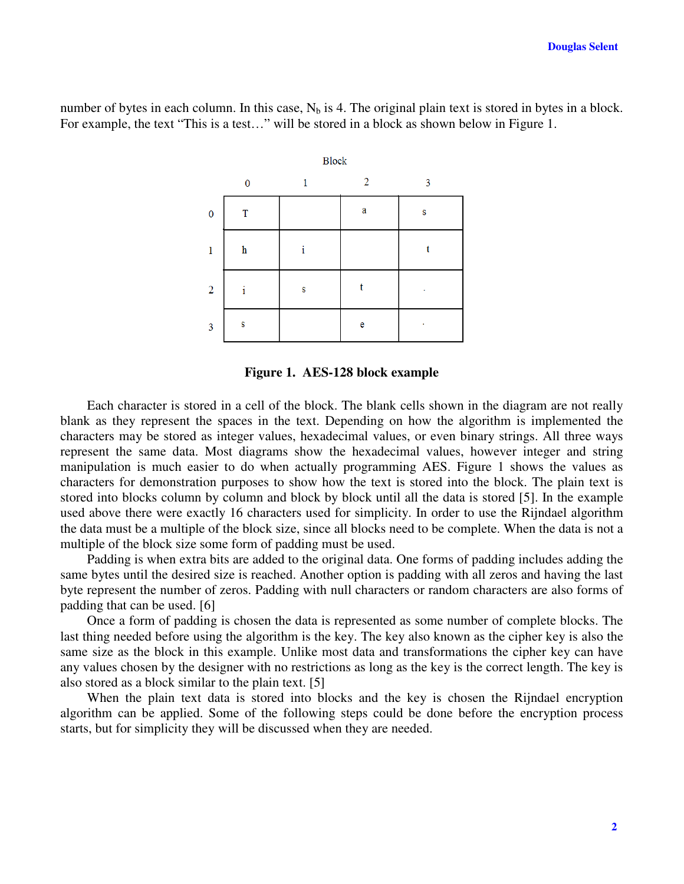number of bytes in each column. In this case, $N_b$ is 4. The original plain text is stored in bytes in a block. For example, the text "This is a test…" will be stored in a block as shown below in Figure 1.

Block

| | 0 | 1 | 2 | 3 |
|---|---|---|---|---|
| 0 | T | | a | s |
| 1 | h | i | | t |
| 2 | i | s | t | . |
| 3 | s | | e | . |

**Figure 1. AES-128 block example**

Each character is stored in a cell of the block. The blank cells shown in the diagram are not really blank as they represent the spaces in the text. Depending on how the algorithm is implemented the characters may be stored as integer values, hexadecimal values, or even binary strings. All three ways represent the same data. Most diagrams show the hexadecimal values, however integer and string manipulation is much easier to do when actually programming AES. Figure 1 shows the values as characters for demonstration purposes to show how the text is stored into the block. The plain text is stored into blocks column by column and block by block until all the data is stored [5]. In the example used above there were exactly 16 characters used for simplicity. In order to use the Rijndael algorithm the data must be a multiple of the block size, since all blocks need to be complete. When the data is not a multiple of the block size some form of padding must be used.

Padding is when extra bits are added to the original data. One forms of padding includes adding the same bytes until the desired size is reached. Another option is padding with all zeros and having the last byte represent the number of zeros. Padding with null characters or random characters are also forms of padding that can be used. [6]

Once a form of padding is chosen the data is represented as some number of complete blocks. The last thing needed before using the algorithm is the key. The key also known as the cipher key is also the same size as the block in this example. Unlike most data and transformations the cipher key can have any values chosen by the designer with no restrictions as long as the key is the correct length. The key is also stored as a block similar to the plain text. [5]

When the plain text data is stored into blocks and the key is chosen the Rijndael encryption algorithm can be applied. Some of the following steps could be done before the encryption process starts, but for simplicity they will be discussed when they are needed.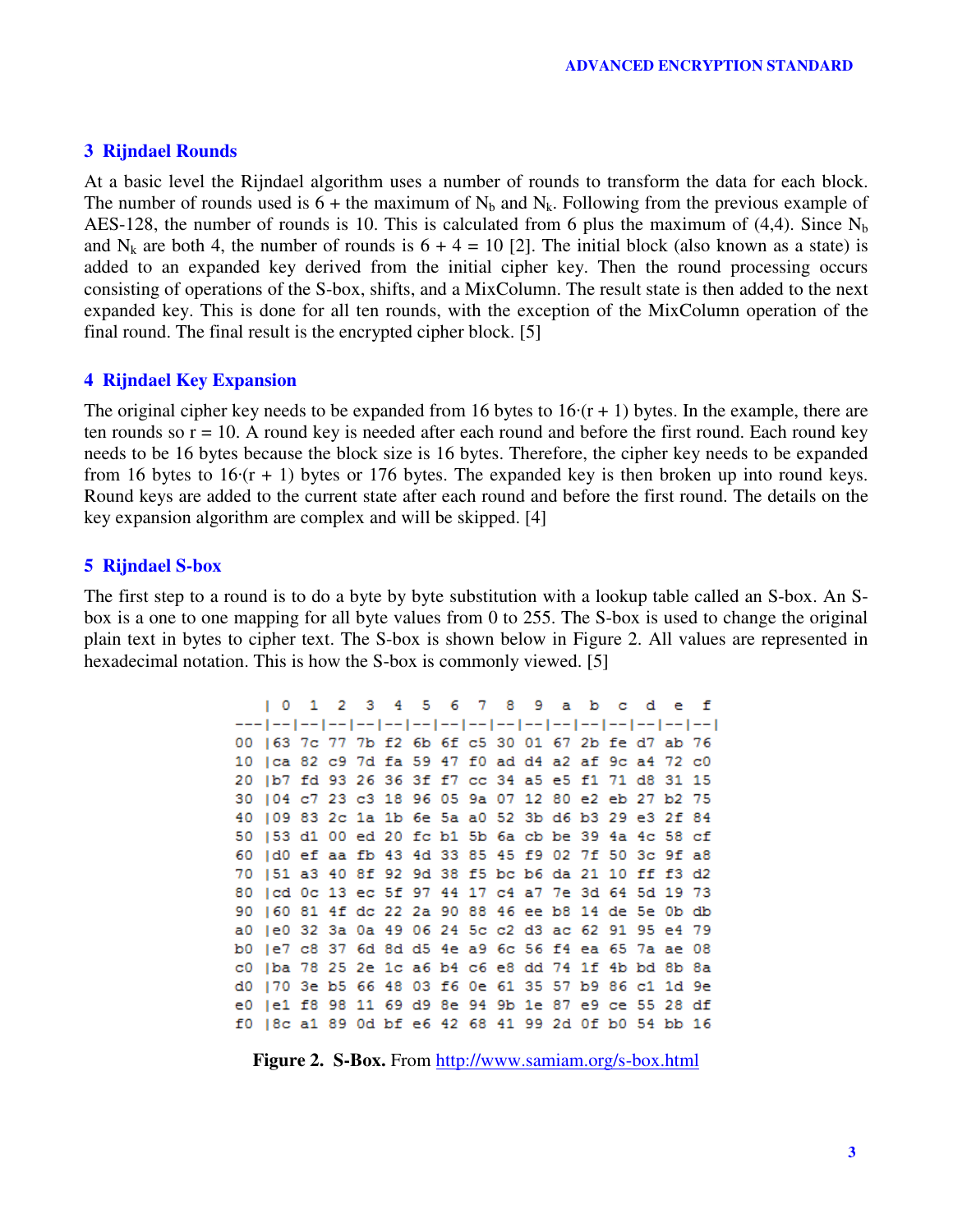## 3 Rijndael Rounds

At a basic level the Rijndael algorithm uses a number of rounds to transform the data for each block. The number of rounds used is 6 + the maximum of $N_b$ and $N_k$. Following from the previous example of AES-128, the number of rounds is 10. This is calculated from 6 plus the maximum of (4,4). Since $N_b$ and $N_k$ are both 4, the number of rounds is 6 + 4 = 10 [2]. The initial block (also known as a state) is added to an expanded key derived from the initial cipher key. Then the round processing occurs consisting of operations of the S-box, shifts, and a MixColumn. The result state is then added to the next expanded key. This is done for all ten rounds, with the exception of the MixColumn operation of the final round. The final result is the encrypted cipher block. [5]

## 4 Rijndael Key Expansion

The original cipher key needs to be expanded from 16 bytes to $16\cdot(r + 1)$ bytes. In the example, there are ten rounds so r = 10. A round key is needed after each round and before the first round. Each round key needs to be 16 bytes because the block size is 16 bytes. Therefore, the cipher key needs to be expanded from 16 bytes to $16\cdot(r + 1)$ bytes or 176 bytes. The expanded key is then broken up into round keys. Round keys are added to the current state after each round and before the first round. The details on the key expansion algorithm are complex and will be skipped. [4]

## 5 Rijndael S-box

The first step to a round is to do a byte by byte substitution with a lookup table called an S-box. An S-box is a one to one mapping for all byte values from 0 to 255. The S-box is used to change the original plain text in bytes to cipher text. The S-box is shown below in Figure 2. All values are represented in hexadecimal notation. This is how the S-box is commonly viewed. [5]

```
   | 0  1  2  3  4  5  6  7  8  9  a  b  c  d  e  f
---|--|--|--|--|--|--|--|--|--|--|--|--|--|--|--|--|
00 |63 7c 77 7b f2 6b 6f c5 30 01 67 2b fe d7 ab 76
10 |ca 82 c9 7d fa 59 47 f0 ad d4 a2 af 9c a4 72 c0
20 |b7 fd 93 26 36 3f f7 cc 34 a5 e5 f1 71 d8 31 15
30 |04 c7 23 c3 18 96 05 9a 07 12 80 e2 eb 27 b2 75
40 |09 83 2c 1a 1b 6e 5a a0 52 3b d6 b3 29 e3 2f 84
50 |53 d1 00 ed 20 fc b1 5b 6a cb be 39 4a 4c 58 cf
60 |d0 ef aa fb 43 4d 33 85 45 f9 02 7f 50 3c 9f a8
70 |51 a3 40 8f 92 9d 38 f5 bc b6 da 21 10 ff f3 d2
80 |cd 0c 13 ec 5f 97 44 17 c4 a7 7e 3d 64 5d 19 73
90 |60 81 4f dc 22 2a 90 88 46 ee b8 14 de 5e 0b db
a0 |e0 32 3a 0a 49 06 24 5c c2 d3 ac 62 91 95 e4 79
b0 |e7 c8 37 6d 8d d5 4e a9 6c 56 f4 ea 65 7a ae 08
c0 |ba 78 25 2e 1c a6 b4 c6 e8 dd 74 1f 4b bd 8b 8a
d0 |70 3e b5 66 48 03 f6 0e 61 35 57 b9 86 c1 1d 9e
e0 |e1 f8 98 11 69 d9 8e 94 9b 1e 87 e9 ce 55 28 df
f0 |8c a1 89 0d bf e6 42 68 41 99 2d 0f b0 54 bb 16
```

**Figure 2. S-Box.** From http://www.samiam.org/s-box.html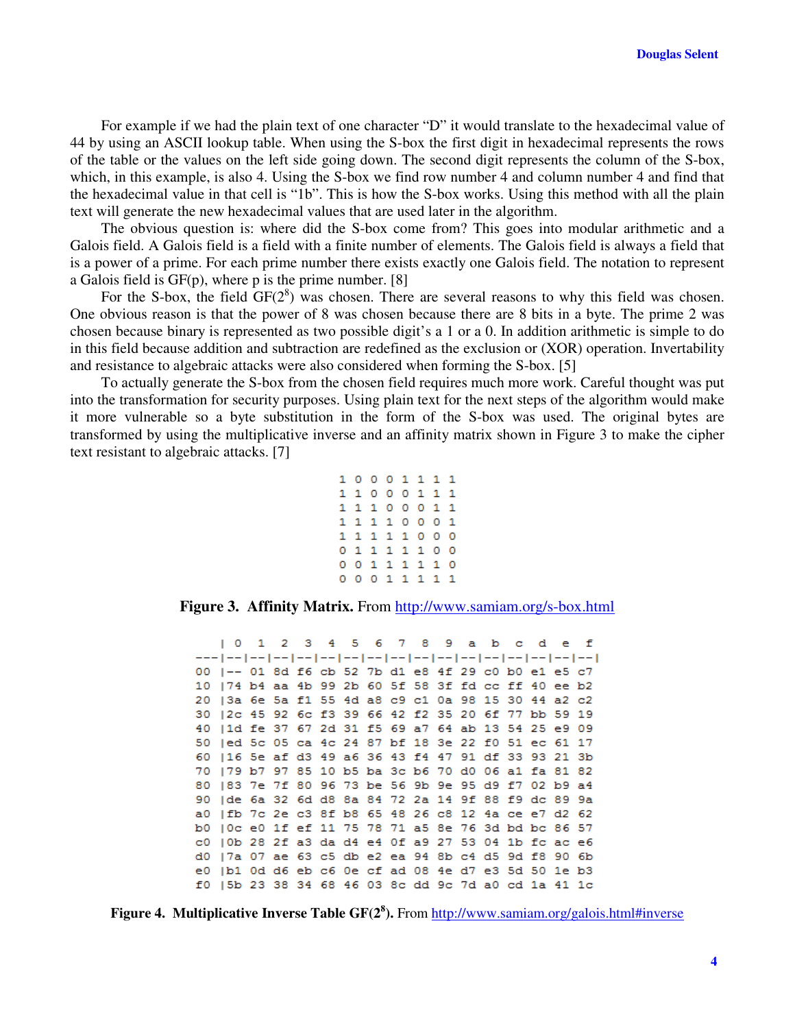For example if we had the plain text of one character “D” it would translate to the hexadecimal value of 44 by using an ASCII lookup table. When using the S-box the first digit in hexadecimal represents the rows of the table or the values on the left side going down. The second digit represents the column of the S-box, which, in this example, is also 4. Using the S-box we find row number 4 and column number 4 and find that the hexadecimal value in that cell is “1b”. This is how the S-box works. Using this method with all the plain text will generate the new hexadecimal values that are used later in the algorithm.

The obvious question is: where did the S-box come from? This goes into modular arithmetic and a Galois field. A Galois field is a field with a finite number of elements. The Galois field is always a field that is a power of a prime. For each prime number there exists exactly one Galois field. The notation to represent a Galois field is GF(p), where p is the prime number. [8]

For the S-box, the field GF($2^8$) was chosen. There are several reasons to why this field was chosen. One obvious reason is that the power of 8 was chosen because there are 8 bits in a byte. The prime 2 was chosen because binary is represented as two possible digit’s a 1 or a 0. In addition arithmetic is simple to do in this field because addition and subtraction are redefined as the exclusion or (XOR) operation. Invertability and resistance to algebraic attacks were also considered when forming the S-box. [5]

To actually generate the S-box from the chosen field requires much more work. Careful thought was put into the transformation for security purposes. Using plain text for the next steps of the algorithm would make it more vulnerable so a byte substitution in the form of the S-box was used. The original bytes are transformed by using the multiplicative inverse and an affinity matrix shown in Figure 3 to make the cipher text resistant to algebraic attacks. [7]

```
1 0 0 0 1 1 1 1
1 1 0 0 0 1 1 1
1 1 1 0 0 0 1 1
1 1 1 1 0 0 0 1
1 1 1 1 1 0 0 0
0 1 1 1 1 1 0 0
0 0 1 1 1 1 1 0
0 0 0 1 1 1 1 1
```

**Figure 3. Affinity Matrix.** From http://www.samiam.org/s-box.html

```
   | 0  1  2  3  4  5  6  7  8  9  a  b  c  d  e  f
---|--|--|--|--|--|--|--|--|--|--|--|--|--|--|--|--|
00 |-- 01 8d f6 cb 52 7b d1 e8 4f 29 c0 b0 e1 e5 c7
10 |74 b4 aa 4b 99 2b 60 5f 58 3f fd cc ff 40 ee b2
20 |3a 6e 5a f1 55 4d a8 c9 c1 0a 98 15 30 44 a2 c2
30 |2c 45 92 6c f3 39 66 42 f2 35 20 6f 77 bb 59 19
40 |1d fe 37 67 2d 31 f5 69 a7 64 ab 13 54 25 e9 09
50 |ed 5c 05 ca 4c 24 87 bf 18 3e 22 f0 51 ec 61 17
60 |16 5e af d3 49 a6 36 43 f4 47 91 df 33 93 21 3b
70 |79 b7 97 85 10 b5 ba 3c b6 70 d0 06 a1 fa 81 82
80 |83 7e 7f 80 96 73 be 56 9b 9e 95 d9 f7 02 b9 a4
90 |de 6a 32 6d d8 8a 84 72 2a 14 9f 88 f9 dc 89 9a
a0 |fb 7c 2e c3 8f b8 65 48 26 c8 12 4a ce e7 d2 62
b0 |0c e0 1f ef 11 75 78 71 a5 8e 76 3d bd bc 86 57
c0 |0b 28 2f a3 da d4 e4 0f a9 27 53 04 1b fc ac e6
d0 |7a 07 ae 63 c5 db e2 ea 94 8b c4 d5 9d f8 90 6b
e0 |b1 0d d6 eb c6 0e cf ad 08 4e d7 e3 5d 50 1e b3
f0 |5b 23 38 34 68 46 03 8c dd 9c 7d a0 cd 1a 41 1c
```

**Figure 4. Multiplicative Inverse Table GF($2^8$).** From http://www.samiam.org/galois.html#inverse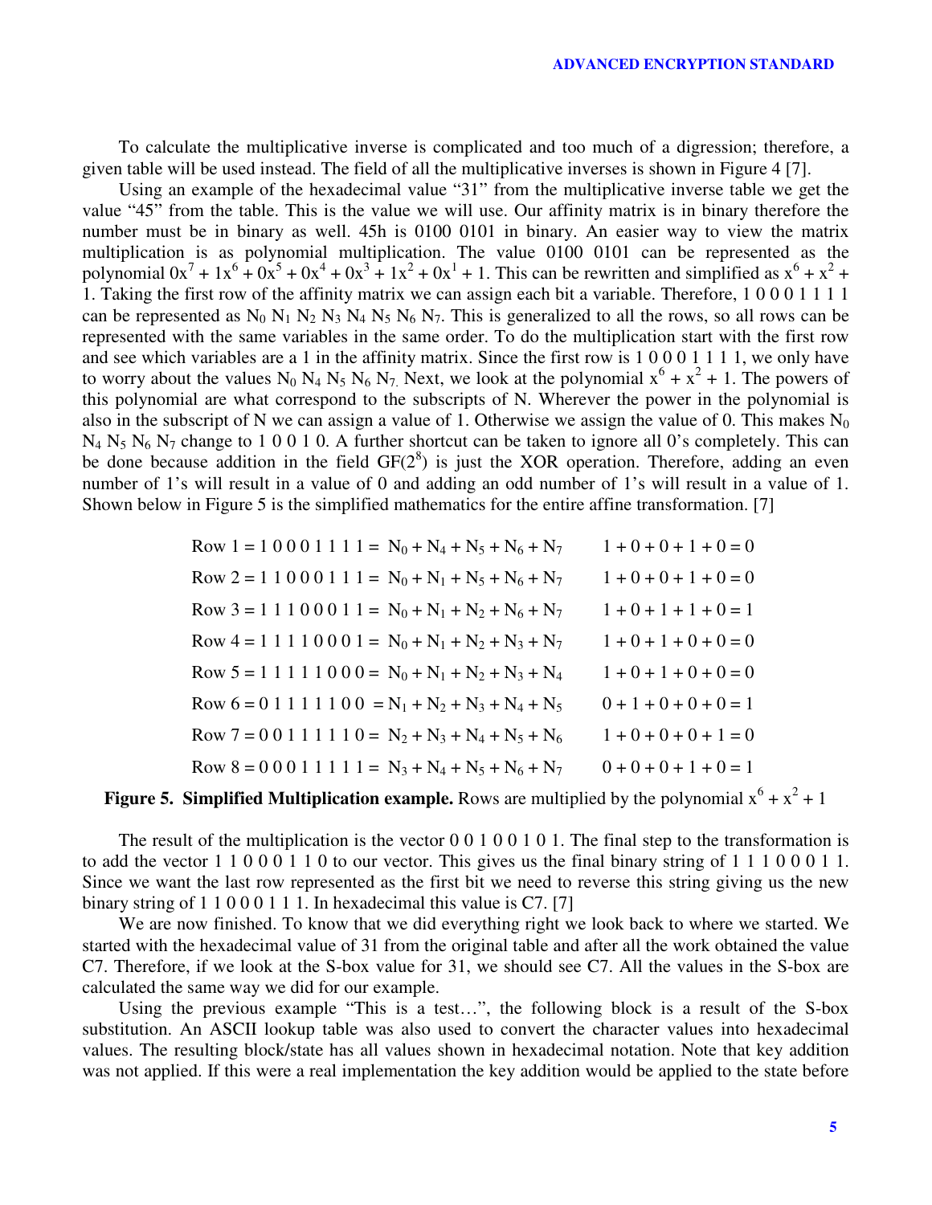To calculate the multiplicative inverse is complicated and too much of a digression; therefore, a given table will be used instead. The field of all the multiplicative inverses is shown in Figure 4 [7].

Using an example of the hexadecimal value "31" from the multiplicative inverse table we get the value "45" from the table. This is the value we will use. Our affinity matrix is in binary therefore the number must be in binary as well. 45h is 0100 0101 in binary. An easier way to view the matrix multiplication is as polynomial multiplication. The value 0100 0101 can be represented as the polynomial $0x^7 + 1x^6 + 0x^5 + 0x^4 + 0x^3 + 1x^2 + 0x^1 + 1$. This can be rewritten and simplified as $x^6 + x^2 + 1$. Taking the first row of the affinity matrix we can assign each bit a variable. Therefore, 1 0 0 0 1 1 1 1 can be represented as $N_0$ $N_1$ $N_2$ $N_3$ $N_4$ $N_5$ $N_6$ $N_7$. This is generalized to all the rows, so all rows can be represented with the same variables in the same order. To do the multiplication start with the first row and see which variables are a 1 in the affinity matrix. Since the first row is 1 0 0 0 1 1 1 1, we only have to worry about the values $N_0$ $N_4$ $N_5$ $N_6$ $N_7$. Next, we look at the polynomial $x^6 + x^2 + 1$. The powers of this polynomial are what correspond to the subscripts of N. Wherever the power in the polynomial is also in the subscript of N we can assign a value of 1. Otherwise we assign the value of 0. This makes $N_0$ $N_4$ $N_5$ $N_6$ $N_7$ change to 1 0 0 1 0. A further shortcut can be taken to ignore all 0's completely. This can be done because addition in the field $GF(2^8)$ is just the XOR operation. Therefore, adding an even number of 1's will result in a value of 0 and adding an odd number of 1's will result in a value of 1. Shown below in Figure 5 is the simplified mathematics for the entire affine transformation. [7]

Row 1 = 1 0 0 0 1 1 1 1 = $N_0 + N_4 + N_5 + N_6 + N_7$ $\quad 1 + 0 + 0 + 1 + 0 = 0$

Row 2 = 1 1 0 0 0 1 1 1 = $N_0 + N_1 + N_5 + N_6 + N_7$ $\quad 1 + 0 + 0 + 1 + 0 = 0$

Row 3 = 1 1 1 0 0 0 1 1 = $N_0 + N_1 + N_2 + N_6 + N_7$ $\quad 1 + 0 + 1 + 1 + 0 = 1$

Row 4 = 1 1 1 1 0 0 0 1 = $N_0 + N_1 + N_2 + N_3 + N_7$ $\quad 1 + 0 + 1 + 0 + 0 = 0$

Row 5 = 1 1 1 1 1 0 0 0 = $N_0 + N_1 + N_2 + N_3 + N_4$ $\quad 1 + 0 + 1 + 0 + 0 = 0$

Row 6 = 0 1 1 1 1 1 0 0 = $N_1 + N_2 + N_3 + N_4 + N_5$ $\quad 0 + 1 + 0 + 0 + 0 = 1$

Row 7 = 0 0 1 1 1 1 1 0 = $N_2 + N_3 + N_4 + N_5 + N_6$ $\quad 1 + 0 + 0 + 0 + 1 = 0$

Row 8 = 0 0 0 1 1 1 1 1 = $N_3 + N_4 + N_5 + N_6 + N_7$ $\quad 0 + 0 + 0 + 1 + 0 = 1$

**Figure 5. Simplified Multiplication example.** Rows are multiplied by the polynomial $x^6 + x^2 + 1$

The result of the multiplication is the vector 0 0 1 0 0 1 0 1. The final step to the transformation is to add the vector 1 1 0 0 0 1 1 0 to our vector. This gives us the final binary string of 1 1 1 0 0 0 1 1. Since we want the last row represented as the first bit we need to reverse this string giving us the new binary string of 1 1 0 0 0 1 1 1. In hexadecimal this value is C7. [7]

We are now finished. To know that we did everything right we look back to where we started. We started with the hexadecimal value of 31 from the original table and after all the work obtained the value C7. Therefore, if we look at the S-box value for 31, we should see C7. All the values in the S-box are calculated the same way we did for our example.

Using the previous example "This is a test…", the following block is a result of the S-box substitution. An ASCII lookup table was also used to convert the character values into hexadecimal values. The resulting block/state has all values shown in hexadecimal notation. Note that key addition was not applied. If this were a real implementation the key addition would be applied to the state before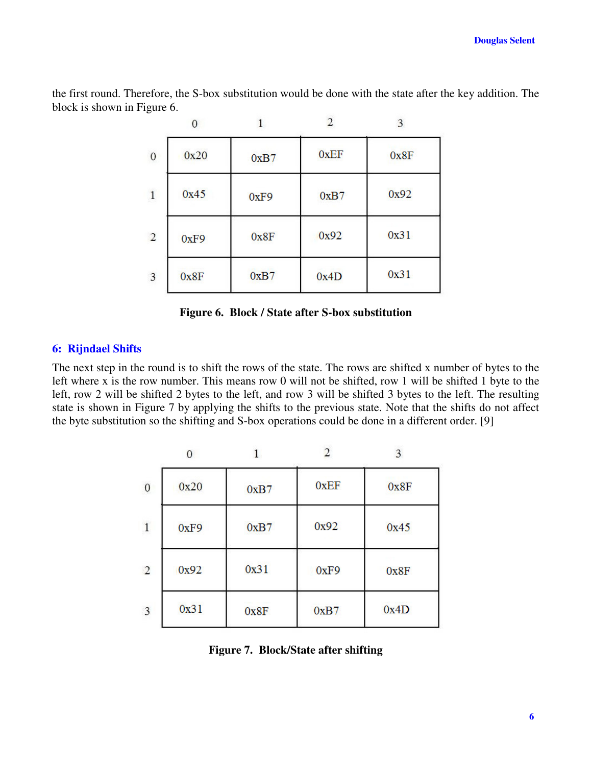the first round. Therefore, the S-box substitution would be done with the state after the key addition. The block is shown in Figure 6.

| | 0 | 1 | 2 | 3 |
|---|---|---|---|---|
| 0 | 0x20 | 0xB7 | 0xEF | 0x8F |
| 1 | 0x45 | 0xF9 | 0xB7 | 0x92 |
| 2 | 0xF9 | 0x8F | 0x92 | 0x31 |
| 3 | 0x8F | 0xB7 | 0x4D | 0x31 |

**Figure 6. Block / State after S-box substitution**

## 6: Rijndael Shifts

The next step in the round is to shift the rows of the state. The rows are shifted x number of bytes to the left where x is the row number. This means row 0 will not be shifted, row 1 will be shifted 1 byte to the left, row 2 will be shifted 2 bytes to the left, and row 3 will be shifted 3 bytes to the left. The resulting state is shown in Figure 7 by applying the shifts to the previous state. Note that the shifts do not affect the byte substitution so the shifting and S-box operations could be done in a different order. [9]

| | 0 | 1 | 2 | 3 |
|---|---|---|---|---|
| 0 | 0x20 | 0xB7 | 0xEF | 0x8F |
| 1 | 0xF9 | 0xB7 | 0x92 | 0x45 |
| 2 | 0x92 | 0x31 | 0xF9 | 0x8F |
| 3 | 0x31 | 0x8F | 0xB7 | 0x4D |

**Figure 7. Block/State after shifting**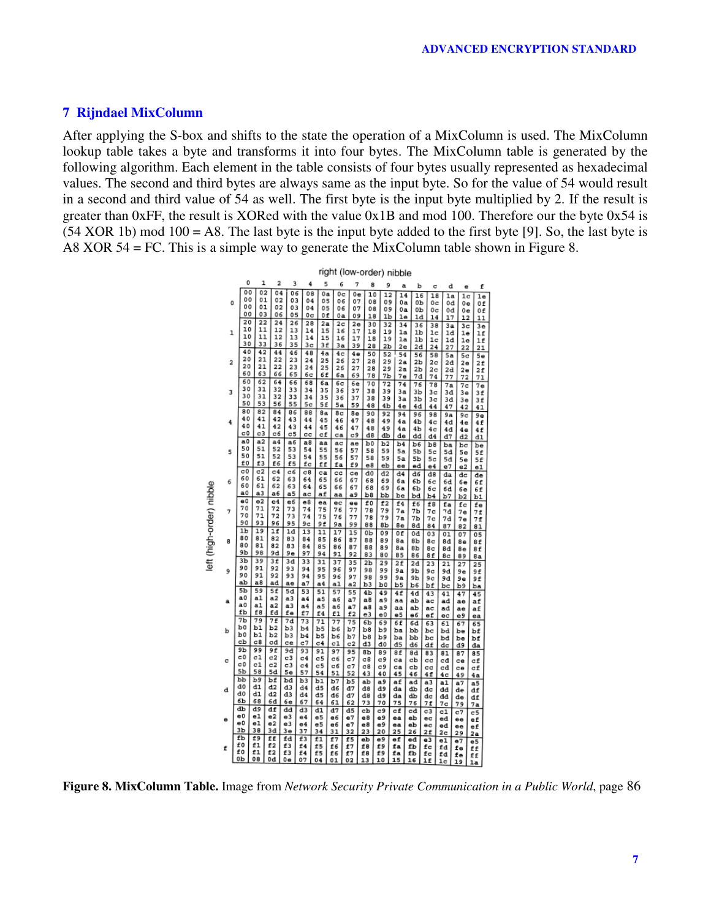## 7 Rijndael MixColumn

After applying the S-box and shifts to the state the operation of a MixColumn is used. The MixColumn lookup table takes a byte and transforms it into four bytes. The MixColumn table is generated by the following algorithm. Each element in the table consists of four bytes usually represented as hexadecimal values. The second and third bytes are always same as the input byte. So for the value of 54 would result in a second and third value of 54 as well. The first byte is the input byte multiplied by 2. If the result is greater than 0xFF, the result is XORed with the value 0x1B and mod 100. Therefore our the byte 0x54 is (54 XOR 1b) mod 100 = A8. The last byte is the input byte added to the first byte [9]. So, the last byte is A8 XOR 54 = FC. This is a simple way to generate the MixColumn table shown in Figure 8.

right (low-order) nibble (columns); left (high-order) nibble (rows)

| | 0 | 1 | 2 | 3 | 4 | 5 | 6 | 7 | 8 | 9 | a | b | c | d | e | f |
|---|---|---|---|---|---|---|---|---|---|---|---|---|---|---|---|---|
| 0 | 00 00 00 00 | 02 01 01 03 | 04 02 02 06 | 06 03 03 05 | 08 04 04 0c | 0a 05 05 0f | 0c 06 06 0a | 0e 07 07 09 | 10 08 08 18 | 12 09 09 1b | 14 0a 0a 1e | 16 0b 0b 1d | 18 0c 0c 14 | 1a 0d 0d 17 | 1c 0e 0e 12 | 1e 0f 0f 11 |
| 1 | 20 10 10 30 | 22 11 11 33 | 24 12 12 36 | 26 13 13 35 | 28 14 14 3c | 2a 15 15 3f | 2c 16 16 3a | 2e 17 17 39 | 30 18 18 28 | 32 19 19 2b | 34 1a 1a 2e | 36 1b 1b 2d | 38 1c 1c 24 | 3a 1d 1d 27 | 3c 1e 1e 22 | 3e 1f 1f 21 |
| 2 | 40 20 20 60 | 42 21 21 63 | 44 22 22 66 | 46 23 23 65 | 48 24 24 6c | 4a 25 25 6f | 4c 26 26 6a | 4e 27 27 69 | 50 28 28 78 | 52 29 29 7b | 54 2a 2a 7e | 56 2b 2b 7d | 58 2c 2c 74 | 5a 2d 2d 77 | 5c 2e 2e 72 | 5e 2f 2f 71 |
| 3 | 60 30 30 50 | 62 31 31 53 | 64 32 32 56 | 66 33 33 55 | 68 34 34 5c | 6a 35 35 5f | 6c 36 36 5a | 6e 37 37 59 | 70 38 38 48 | 72 39 39 4b | 74 3a 3a 4e | 76 3b 3b 4d | 78 3c 3c 44 | 7a 3d 3d 47 | 7c 3e 3e 42 | 7e 3f 3f 41 |
| 4 | 80 40 40 c0 | 82 41 41 c3 | 84 42 42 c6 | 86 43 43 c5 | 88 44 44 cc | 8a 45 45 cf | 8c 46 46 ca | 8e 47 47 c9 | 90 48 48 d8 | 92 49 49 db | 94 4a 4a de | 96 4b 4b dd | 98 4c 4c d4 | 9a 4d 4d d7 | 9c 4e 4e d2 | 9e 4f 4f d1 |
| 5 | a0 50 50 f0 | a2 51 51 f3 | a4 52 52 f6 | a6 53 53 f5 | a8 54 54 fc | aa 55 55 ff | ac 56 56 fa | ae 57 57 f9 | b0 58 58 e8 | b2 59 59 eb | b4 5a 5a ee | b6 5b 5b ed | b8 5c 5c e4 | ba 5d 5d e7 | bc 5e 5e e2 | be 5f 5f e1 |
| 6 | c0 60 60 a0 | c2 61 61 a3 | c4 62 62 a6 | c6 63 63 a5 | c8 64 64 ac | ca 65 65 af | cc 66 66 aa | ce 67 67 a9 | d0 68 68 b8 | d2 69 69 bb | d4 6a 6a be | d6 6b 6b bd | d8 6c 6c b4 | da 6d 6d b7 | dc 6e 6e b2 | de 6f 6f b1 |
| 7 | e0 70 70 90 | e2 71 71 93 | e4 72 72 96 | e6 73 73 95 | e8 74 74 9c | ea 75 75 9f | ec 76 76 9a | ee 77 77 99 | f0 78 78 88 | f2 79 79 8b | f4 7a 7a 8e | f6 7b 7b 8d | f8 7c 7c 84 | fa 7d 7d 87 | fc 7e 7e 82 | fe 7f 7f 81 |
| 8 | 1b 80 80 9b | 19 81 81 98 | 1f 82 82 9d | 1d 83 83 9e | 13 84 84 97 | 11 85 85 94 | 17 86 86 91 | 15 87 87 92 | 0b 88 88 83 | 09 89 89 80 | 0f 8a 8a 85 | 0d 8b 8b 86 | 03 8c 8c 8f | 01 8d 8d 8c | 07 8e 8e 89 | 05 8f 8f 8a |
| 9 | 3b 90 90 ab | 39 91 91 a8 | 3f 92 92 ad | 3d 93 93 ae | 33 94 94 a7 | 31 95 95 a4 | 37 96 96 a1 | 35 97 97 a2 | 2b 98 98 b3 | 29 99 99 b0 | 2f 9a 9a b5 | 2d 9b 9b b6 | 23 9c 9c bf | 21 9d 9d bc | 27 9e 9e b9 | 25 9f 9f ba |
| a | 5b a0 a0 fb | 59 a1 a1 f8 | 5f a2 a2 fd | 5d a3 a3 fe | 53 a4 a4 f7 | 51 a5 a5 f4 | 57 a6 a6 f1 | 55 a7 a7 f2 | 4b a8 a8 e3 | 49 a9 a9 e0 | 4f aa aa e5 | 4d ab ab e6 | 43 ac ac ef | 41 ad ad ec | 47 ae ae e9 | 45 af af ea |
| b | 7b b0 b0 cb | 79 b1 b1 c8 | 7f b2 b2 cd | 7d b3 b3 ce | 73 b4 b4 c7 | 71 b5 b5 c4 | 77 b6 b6 c1 | 75 b7 b7 c2 | 6b b8 b8 d3 | 69 b9 b9 d0 | 6f ba ba d5 | 6d bb bb d6 | 63 bc bc df | 61 bd bd dc | 67 be be d9 | 65 bf bf da |
| c | 9b c0 c0 5b | 99 c1 c1 58 | 9f c2 c2 5d | 9d c3 c3 5e | 93 c4 c4 57 | 91 c5 c5 54 | 97 c6 c6 51 | 95 c7 c7 52 | 8b c8 c8 43 | 89 c9 c9 40 | 8f ca ca 45 | 8d cb cb 46 | 83 cc cc 4f | 81 cd cd 4c | 87 ce ce 49 | 85 cf cf 4a |
| d | bb d0 d0 6b | b9 d1 d1 68 | bf d2 d2 6d | bd d3 d3 6e | b3 d4 d4 67 | b1 d5 d5 64 | b7 d6 d6 61 | b5 d7 d7 62 | ab d8 d8 73 | a9 d9 d9 70 | af da da 75 | ad db db 76 | a3 dc dc 7f | a1 dd dd 7c | a7 de de 79 | a5 df df 7a |
| e | db e0 e0 3b | d9 e1 e1 38 | df e2 e2 3d | dd e3 e3 3e | d3 e4 e4 37 | d1 e5 e5 34 | d7 e6 e6 31 | d5 e7 e7 32 | cb e8 e8 23 | c9 e9 e9 20 | cf ea ea 25 | cd eb eb 26 | c3 ec ec 2f | c1 ed ed 2c | c7 ee ee 29 | c5 ef ef 2a |
| f | fb f0 f0 0b | f9 f1 f1 08 | ff f2 f2 0d | fd f3 f3 0e | f3 f4 f4 07 | f1 f5 f5 04 | f7 f6 f6 01 | f5 f7 f7 02 | eb f8 f8 13 | e9 f9 f9 10 | ef fa fa 15 | ed fb fb 16 | e3 fc fc 1f | e1 fd fd 1c | e7 fe fe 19 | e5 ff ff 1a |

**Figure 8. MixColumn Table.** Image from *Network Security Private Communication in a Public World*, page 86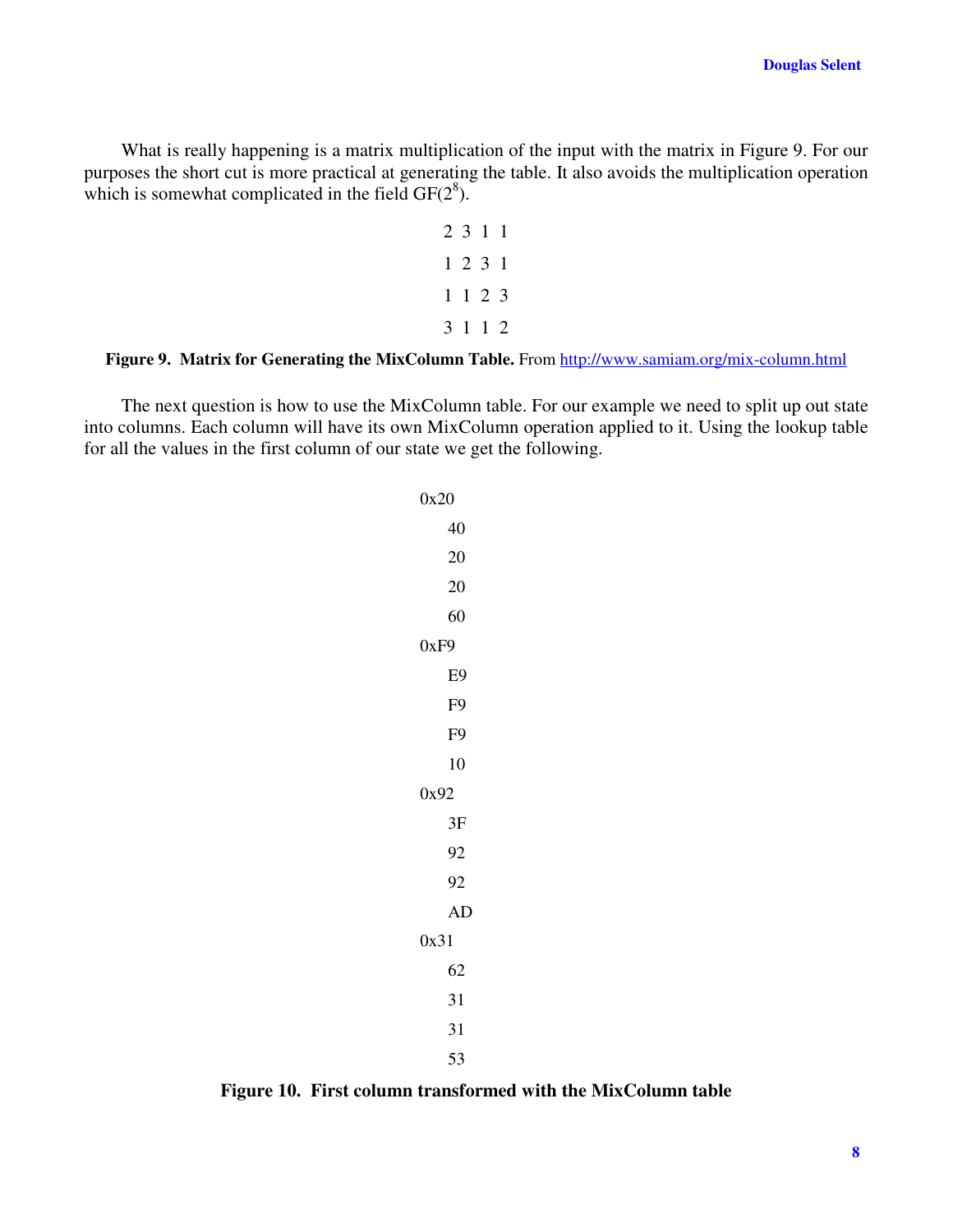What is really happening is a matrix multiplication of the input with the matrix in Figure 9. For our purposes the short cut is more practical at generating the table. It also avoids the multiplication operation which is somewhat complicated in the field GF($2^8$).

```
2  3  1  1
1  2  3  1
1  1  2  3
3  1  1  2
```

**Figure 9. Matrix for Generating the MixColumn Table.** From http://www.samiam.org/mix-column.html

The next question is how to use the MixColumn table. For our example we need to split up out state into columns. Each column will have its own MixColumn operation applied to it. Using the lookup table for all the values in the first column of our state we get the following.

```
0x20
    40
    20
    20
    60
0xF9
    E9
    F9
    F9
    10
0x92
    3F
    92
    92
    AD
0x31
    62
    31
    31
    53
```

**Figure 10. First column transformed with the MixColumn table**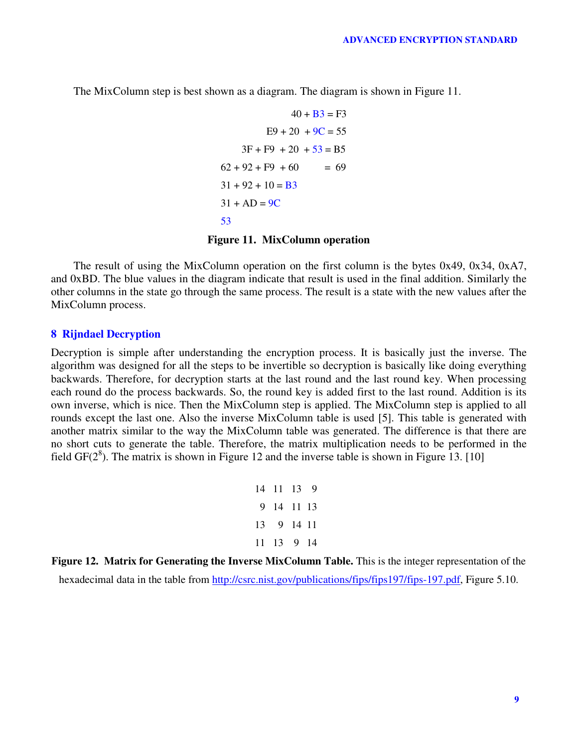The MixColumn step is best shown as a diagram. The diagram is shown in Figure 11.

```
                40 + B3 = F3
           E9 + 20  + 9C = 55
      3F + F9  + 20  + 53 = B5
62 + 92 + F9  + 60        = 69
31 + 92 + 10 = B3
31 + AD = 9C
53
```

**Figure 11. MixColumn operation**

The result of using the MixColumn operation on the first column is the bytes 0x49, 0x34, 0xA7, and 0xBD. The blue values in the diagram indicate that result is used in the final addition. Similarly the other columns in the state go through the same process. The result is a state with the new values after the MixColumn process.

## 8 Rijndael Decryption

Decryption is simple after understanding the encryption process. It is basically just the inverse. The algorithm was designed for all the steps to be invertible so decryption is basically like doing everything backwards. Therefore, for decryption starts at the last round and the last round key. When processing each round do the process backwards. So, the round key is added first to the last round. Addition is its own inverse, which is nice. Then the MixColumn step is applied. The MixColumn step is applied to all rounds except the last one. Also the inverse MixColumn table is used [5]. This table is generated with another matrix similar to the way the MixColumn table was generated. The difference is that there are no short cuts to generate the table. Therefore, the matrix multiplication needs to be performed in the field GF($2^8$). The matrix is shown in Figure 12 and the inverse table is shown in Figure 13. [10]

$$
\begin{matrix}
14 & 11 & 13 & 9 \\
9 & 14 & 11 & 13 \\
13 & 9 & 14 & 11 \\
11 & 13 & 9 & 14
\end{matrix}
$$

**Figure 12. Matrix for Generating the Inverse MixColumn Table.** This is the integer representation of the hexadecimal data in the table from http://csrc.nist.gov/publications/fips/fips197/fips-197.pdf, Figure 5.10.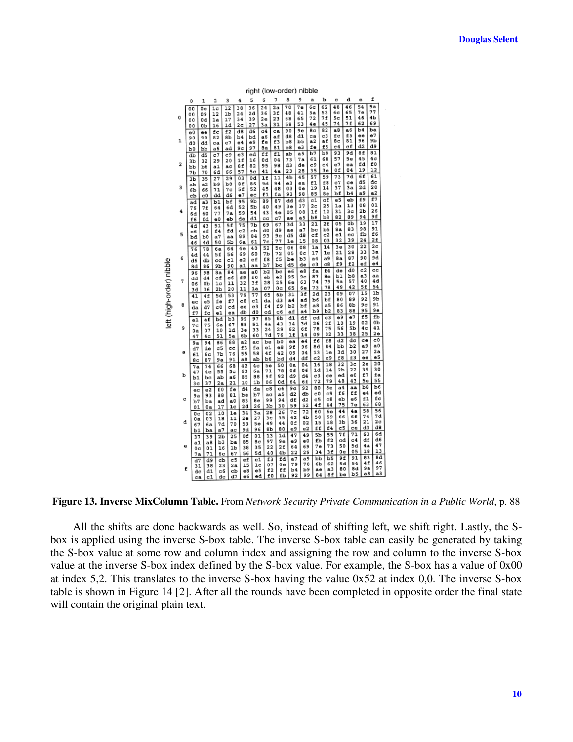right (low-order) nibble

| left (high-order) nibble | 0 | 1 | 2 | 3 | 4 | 5 | 6 | 7 | 8 | 9 | a | b | c | d | e | f |
|---|---|---|---|---|---|---|---|---|---|---|---|---|---|---|---|---|
| 0 | 00 00 00 00 | 0e 09 0d 0b | 1c 12 1a 16 | 12 1b 17 1d | 38 24 34 2c | 36 2d 39 27 | 24 36 2e 3a | 2a 3f 23 31 | 70 48 68 58 | 7e 41 65 53 | 6c 5a 72 4e | 62 53 7f 45 | 48 6c 5c 74 | 46 65 51 7f | 54 7e 46 62 | 5a 77 4b 69 |
| 1 | e0 90 d0 b0 | ee 99 dd bb | fc 82 ca a6 | f2 8b c7 ad | d8 b4 e4 9c | d6 bd e9 97 | c4 a6 fe 8a | ca af f3 81 | 90 d8 b8 e8 | 9e d1 b5 e3 | 8c ca a2 fe | 82 c3 af f5 | a8 fc 8c c4 | a6 f5 81 cf | b4 ee 96 d2 | ba e7 9b d9 |
| 2 | db 3b bb 7b | d5 32 b6 70 | c7 29 a1 6d | c9 20 ac 66 | e3 1f 8f 57 | ed 16 82 5c | ff 0d 95 41 | f1 04 98 4a | ab 73 d3 23 | a5 7a de 28 | b7 61 c9 35 | b9 68 c4 3e | 93 57 e7 0f | 9d 5e ea 04 | 8f 45 fd 19 | 81 4c f0 12 |
| 3 | 3b ab 6b cb | 35 a2 66 c0 | 27 b9 71 dd | 29 b0 7c d6 | 03 8f 5f e7 | 0d 86 52 ec | 1f 9d 45 f1 | 11 94 48 fa | 4b e3 03 93 | 45 ea 0e 98 | 57 f1 19 85 | 59 f8 14 8e | 73 c7 37 bf | 7d ce 3a b4 | 6f d5 2d a9 | 61 dc 20 a2 |
| 4 | ad 76 6d f6 | a3 7f 60 fd | b1 64 77 e0 | bf 6d 7a eb | 95 52 59 da | 9b 5b 54 d1 | 89 40 43 cc | 87 49 4e c7 | dd 3e 05 ae | d3 37 08 a5 | c1 2c 1f b8 | cf 25 12 b3 | e5 1a 31 82 | eb 13 3c 89 | f9 08 2b 94 | f7 01 26 9f |
| 5 | 4d e6 bd 46 | 43 ef b0 4d | 51 f4 a7 50 | 5f fd aa 5b | 75 c2 89 6a | 7b cb 84 61 | 69 d0 93 7c | 67 d9 9e 77 | 3d ae d5 1e | 33 a7 d8 15 | 21 bc cf 08 | 2f b5 c2 03 | 05 8a e1 32 | 0b 83 ec 39 | 19 98 fb 24 | 17 91 f6 2f |
| 6 | 76 4d d6 8d | 78 44 db 86 | 6a 5f cc 9b | 64 56 c1 90 | 4e 69 e2 a1 | 40 60 ef aa | 52 7b f8 b7 | 5c 72 f5 bc | 06 05 be d5 | 08 0c b3 de | 1a 17 a4 c3 | 14 1e a9 c8 | 3e 21 8a f9 | 30 28 87 f2 | 22 33 90 ef | 2c 3a 9d e4 |
| 7 | 96 dd 06 3d | 98 d4 0b 36 | 8a cf 1c 2b | 84 c6 11 20 | ae f9 32 11 | a0 f0 3f 1a | b2 eb 28 07 | bc e2 25 0c | e6 95 6e 65 | e8 9c 63 6e | fa 87 74 73 | f4 8e 79 78 | de b1 5a 49 | d0 b8 57 42 | c2 a3 40 5f | cc aa 4d 54 |
| 8 | 41 ec da f7 | 4f e5 d7 fc | 5d fe c0 e1 | 53 f7 cd ea | 79 c8 ee db | 77 c1 e3 d0 | 65 da f4 cd | 6b d3 f9 c6 | 31 a4 b2 af | 3f ad bf a4 | 2d b6 a8 b9 | 23 bf a5 b2 | 09 80 86 83 | 07 89 8b 88 | 15 92 9c 95 | 1b 9b 91 9e |
| 9 | a1 7c 0a 47 | af 75 07 4c | bd 6e 10 51 | b3 67 1d 5a | 99 58 3e 6b | 97 51 33 60 | 85 4a 24 7d | 8b 43 29 76 | d1 34 62 1f | df 3d 6f 14 | cd 26 78 09 | c3 2f 75 02 | e9 10 56 33 | e7 19 5b 38 | f5 02 4c 25 | fb 0b 41 2e |
| a | 9a d7 61 8c | 94 de 6c 87 | 86 c5 7b 9a | 88 cc 76 91 | a2 f3 55 a0 | ac fa 58 ab | be e1 4f b6 | b0 e8 42 bd | ea 9f 09 d4 | e4 96 04 df | f6 8d 13 c2 | f8 84 1e c9 | d2 bb 3d f8 | dc b2 30 f3 | ce a9 27 ee | c0 a0 2a e5 |
| b | 7a 47 b1 3c | 74 4e bc 37 | 66 55 ab 2a | 68 5c a6 21 | 42 63 85 10 | 4c 6a 88 1b | 5e 71 9f 06 | 50 78 92 0d | 0a 0f d9 64 | 04 06 d4 6f | 16 1d c3 72 | 18 14 ce 79 | 32 2b ed 48 | 3c 22 e0 43 | 2e 39 f7 5e | 20 30 fa 55 |
| c | ec 9a b7 01 | e2 93 ba 0a | f0 88 ad 17 | fe 81 a0 1c | d4 be 83 2d | da b7 8e 26 | c8 ac 99 3b | c6 a5 94 30 | 9c d2 df 59 | 92 db d2 52 | 80 c0 c5 4f | 8e c9 c8 44 | a4 f6 eb 75 | aa ff e6 7e | b8 e4 f1 63 | b6 ed fc 68 |
| d | 0c 0a 67 b1 | 02 03 6a ba | 10 18 7d a7 | 1e 11 70 ac | 34 2e 53 9d | 3a 27 5e 96 | 28 3c 49 8b | 26 35 44 80 | 7c 42 0f e9 | 72 4b 02 e2 | 60 50 15 ff | 6e 59 18 f4 | 44 66 3b c5 | 4a 6f 36 ce | 58 74 21 d3 | 56 7d 2c d8 |
| e | 37 a1 0c 7a | 39 a8 01 71 | 2b b3 16 6c | 25 ba 1b 67 | 0f 85 38 56 | 01 8c 35 5d | 13 97 22 40 | 1d 9e 2f 4b | 47 e9 64 22 | 49 e0 69 29 | 5b fb 7e 34 | 55 f2 73 3f | 7f cd 50 0e | 71 c4 5d 05 | 63 df 4a 18 | 6d d6 47 13 |
| f | d7 31 dc ca | d9 38 d1 c1 | cb 23 c6 dc | c5 2a cb d7 | ef 15 e8 e6 | e1 1c e5 ed | f3 07 f2 f0 | fd 0e ff fb | a7 79 b4 92 | a9 70 b9 99 | bb 6b ae 84 | b5 62 a3 8f | 9f 5d 80 be | 91 54 8d b5 | 83 4f 9a a8 | 8d 46 97 a3 |

**Figure 13. Inverse MixColumn Table.** From *Network Security Private Communication in a Public World*, p. 88

All the shifts are done backwards as well. So, instead of shifting left, we shift right. Lastly, the S-box is applied using the inverse S-box table. The inverse S-box table can easily be generated by taking the S-box value at some row and column index and assigning the row and column to the inverse S-box value at the inverse S-box index defined by the S-box value. For example, the S-box has a value of 0x00 at index 5,2. This translates to the inverse S-box having the value 0x52 at index 0,0. The inverse S-box table is shown in Figure 14 [2]. After all the rounds have been completed in opposite order the final state will contain the original plain text.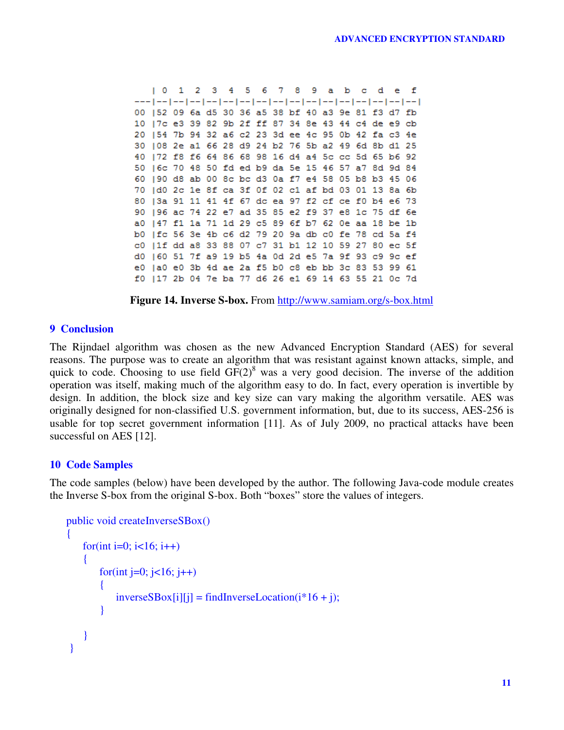|    | 0 | 1 | 2 | 3 | 4 | 5 | 6 | 7 | 8 | 9 | a | b | c | d | e | f |
|---|---|---|---|---|---|---|---|---|---|---|---|---|---|---|---|---|
| 00 | 52 | 09 | 6a | d5 | 30 | 36 | a5 | 38 | bf | 40 | a3 | 9e | 81 | f3 | d7 | fb |
| 10 | 7c | e3 | 39 | 82 | 9b | 2f | ff | 87 | 34 | 8e | 43 | 44 | c4 | de | e9 | cb |
| 20 | 54 | 7b | 94 | 32 | a6 | c2 | 23 | 3d | ee | 4c | 95 | 0b | 42 | fa | c3 | 4e |
| 30 | 08 | 2e | a1 | 66 | 28 | d9 | 24 | b2 | 76 | 5b | a2 | 49 | 6d | 8b | d1 | 25 |
| 40 | 72 | f8 | f6 | 64 | 86 | 68 | 98 | 16 | d4 | a4 | 5c | cc | 5d | 65 | b6 | 92 |
| 50 | 6c | 70 | 48 | 50 | fd | ed | b9 | da | 5e | 15 | 46 | 57 | a7 | 8d | 9d | 84 |
| 60 | 90 | d8 | ab | 00 | 8c | bc | d3 | 0a | f7 | e4 | 58 | 05 | b8 | b3 | 45 | 06 |
| 70 | d0 | 2c | 1e | 8f | ca | 3f | 0f | 02 | c1 | af | bd | 03 | 01 | 13 | 8a | 6b |
| 80 | 3a | 91 | 11 | 41 | 4f | 67 | dc | ea | 97 | f2 | cf | ce | f0 | b4 | e6 | 73 |
| 90 | 96 | ac | 74 | 22 | e7 | ad | 35 | 85 | e2 | f9 | 37 | e8 | 1c | 75 | df | 6e |
| a0 | 47 | f1 | 1a | 71 | 1d | 29 | c5 | 89 | 6f | b7 | 62 | 0e | aa | 18 | be | 1b |
| b0 | fc | 56 | 3e | 4b | c6 | d2 | 79 | 20 | 9a | db | c0 | fe | 78 | cd | 5a | f4 |
| c0 | 1f | dd | a8 | 33 | 88 | 07 | c7 | 31 | b1 | 12 | 10 | 59 | 27 | 80 | ec | 5f |
| d0 | 60 | 51 | 7f | a9 | 19 | b5 | 4a | 0d | 2d | e5 | 7a | 9f | 93 | c9 | 9c | ef |
| e0 | a0 | e0 | 3b | 4d | ae | 2a | f5 | b0 | c8 | eb | bb | 3c | 83 | 53 | 99 | 61 |
| f0 | 17 | 2b | 04 | 7e | ba | 77 | d6 | 26 | e1 | 69 | 14 | 63 | 55 | 21 | 0c | 7d |

**Figure 14. Inverse S-box.** From http://www.samiam.org/s-box.html

## 9 Conclusion

The Rijndael algorithm was chosen as the new Advanced Encryption Standard (AES) for several reasons. The purpose was to create an algorithm that was resistant against known attacks, simple, and quick to code. Choosing to use field $GF(2)^8$ was a very good decision. The inverse of the addition operation was itself, making much of the algorithm easy to do. In fact, every operation is invertible by design. In addition, the block size and key size can vary making the algorithm versatile. AES was originally designed for non-classified U.S. government information, but, due to its success, AES-256 is usable for top secret government information [11]. As of July 2009, no practical attacks have been successful on AES [12].

## 10 Code Samples

The code samples (below) have been developed by the author. The following Java-code module creates the Inverse S-box from the original S-box. Both "boxes" store the values of integers.

```
public void createInverseSBox()
{
    for(int i=0; i<16; i++)
    {
        for(int j=0; j<16; j++)
        {
            inverseSBox[i][j] = findInverseLocation(i*16 + j);
        }

    }
}
```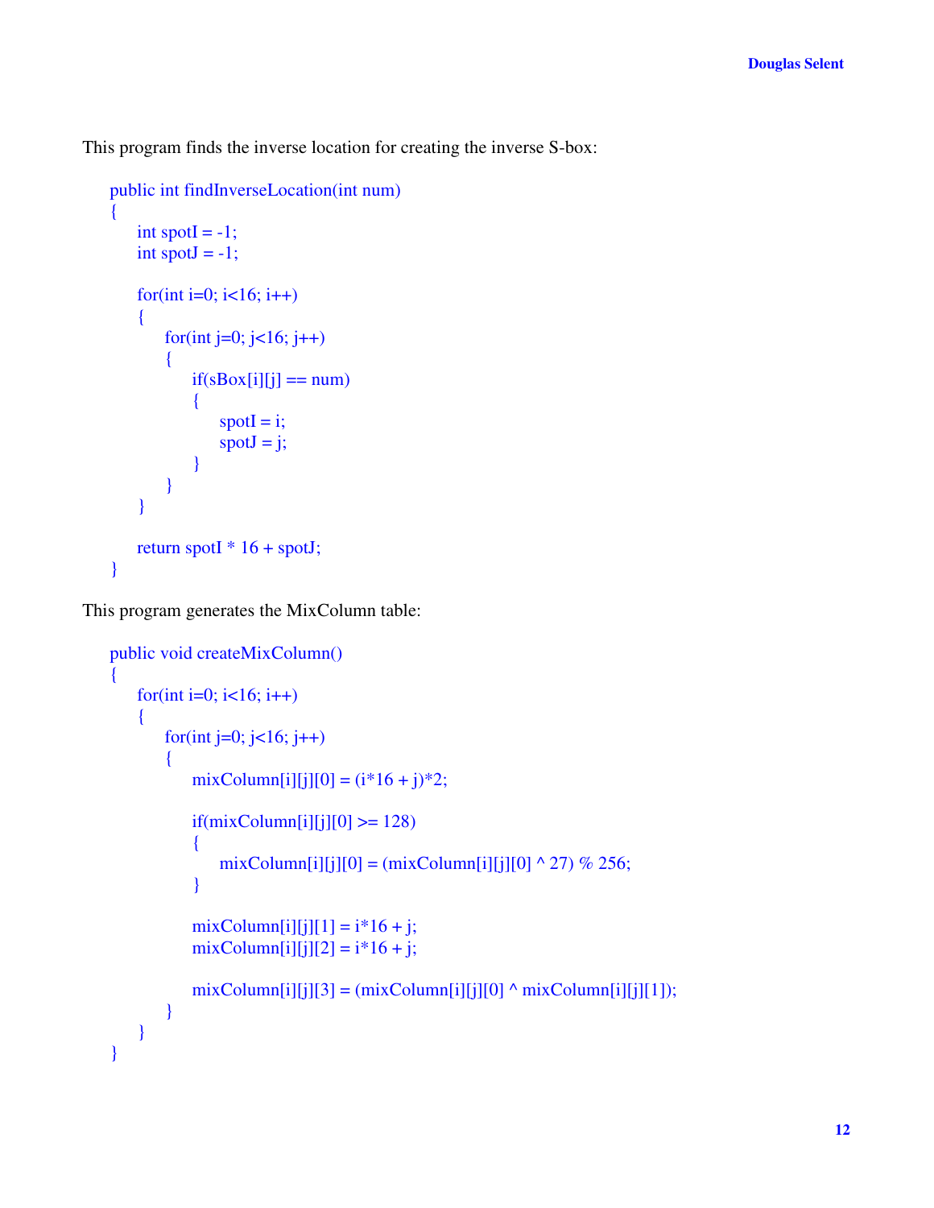This program finds the inverse location for creating the inverse S-box:

```
public int findInverseLocation(int num)
{
    int spotI = -1;
    int spotJ = -1;

    for(int i=0; i<16; i++)
    {
        for(int j=0; j<16; j++)
        {
            if(sBox[i][j] == num)
            {
                spotI = i;
                spotJ = j;
            }
        }
    }

    return spotI * 16 + spotJ;
}
```

This program generates the MixColumn table:

```
public void createMixColumn()
{
    for(int i=0; i<16; i++)
    {
        for(int j=0; j<16; j++)
        {
            mixColumn[i][j][0] = (i*16 + j)*2;

            if(mixColumn[i][j][0] >= 128)
            {
                mixColumn[i][j][0] = (mixColumn[i][j][0] ^ 27) % 256;
            }

            mixColumn[i][j][1] = i*16 + j;
            mixColumn[i][j][2] = i*16 + j;

            mixColumn[i][j][3] = (mixColumn[i][j][0] ^ mixColumn[i][j][1]);
        }
    }
}
```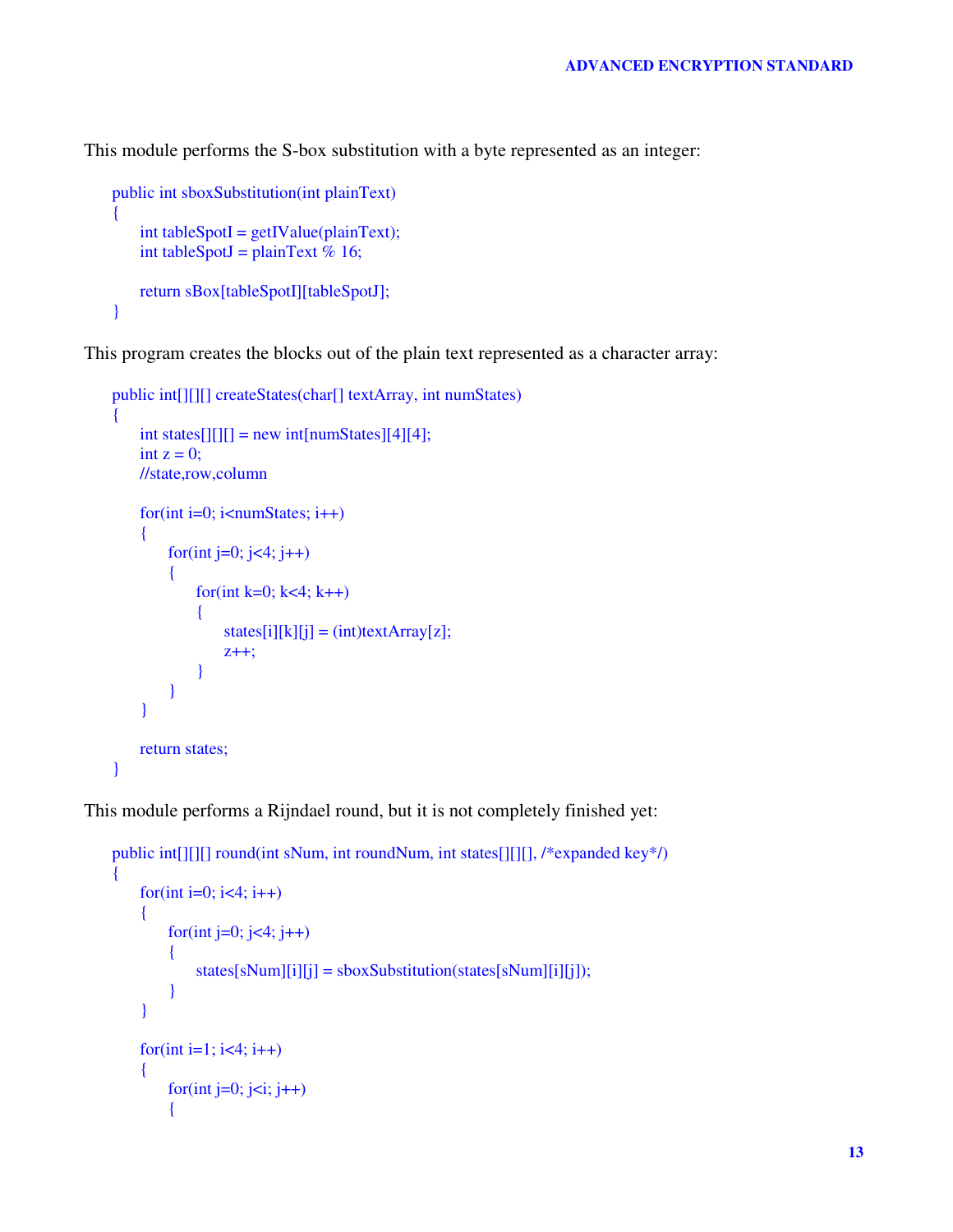This module performs the S-box substitution with a byte represented as an integer:

```
public int sboxSubstitution(int plainText)
{
      int tableSpotI = getIValue(plainText);
      int tableSpotJ = plainText % 16;

      return sBox[tableSpotI][tableSpotJ];
}
```

This program creates the blocks out of the plain text represented as a character array:

```
public int[][][] createStates(char[] textArray, int numStates)
{
      int states[][][] = new int[numStates][4][4];
      int z = 0;
      //state,row,column

      for(int i=0; i<numStates; i++)
      {
            for(int j=0; j<4; j++)
            {
                  for(int k=0; k<4; k++)
                  {
                        states[i][k][j] = (int)textArray[z];
                        z++;
                  }
            }
      }

      return states;
}
```

This module performs a Rijndael round, but it is not completely finished yet:

```
public int[][][] round(int sNum, int roundNum, int states[][][], /*expanded key*/)
{
      for(int i=0; i<4; i++)
      {
            for(int j=0; j<4; j++)
            {
                  states[sNum][i][j] = sboxSubstitution(states[sNum][i][j]);
            }
      }

      for(int i=1; i<4; i++)
      {
            for(int j=0; j<i; j++)
            {
```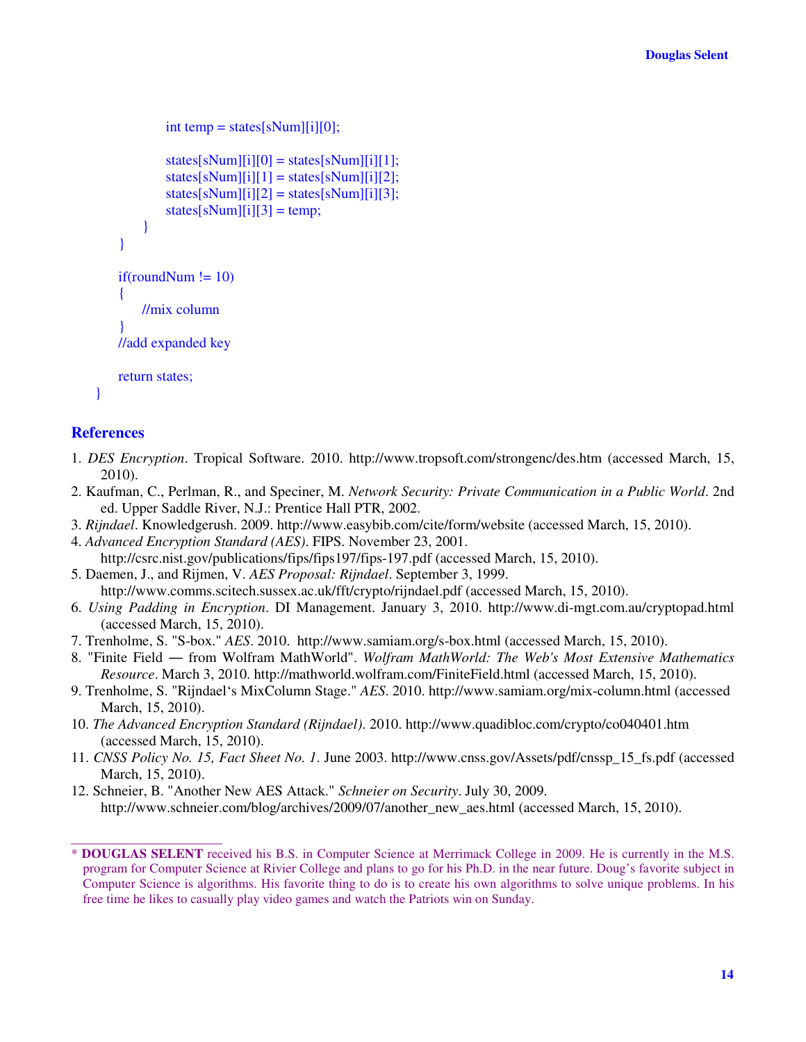```
                int temp = states[sNum][i][0];

                states[sNum][i][0] = states[sNum][i][1];
                states[sNum][i][1] = states[sNum][i][2];
                states[sNum][i][2] = states[sNum][i][3];
                states[sNum][i][3] = temp;
            }
        }

        if(roundNum != 10)
        {
            //mix column
        }
        //add expanded key

        return states;
    }
```

## References

1. *DES Encryption*. Tropical Software. 2010. http://www.tropsoft.com/strongenc/des.htm (accessed March, 15, 2010).
2. Kaufman, C., Perlman, R., and Speciner, M. *Network Security: Private Communication in a Public World*. 2nd ed. Upper Saddle River, N.J.: Prentice Hall PTR, 2002.
3. *Rijndael*. Knowledgerush. 2009. http://www.easybib.com/cite/form/website (accessed March, 15, 2010).
4. *Advanced Encryption Standard (AES)*. FIPS. November 23, 2001. http://csrc.nist.gov/publications/fips/fips197/fips-197.pdf (accessed March, 15, 2010).
5. Daemen, J., and Rijmen, V. *AES Proposal: Rijndael*. September 3, 1999. http://www.comms.scitech.sussex.ac.uk/fft/crypto/rijndael.pdf (accessed March, 15, 2010).
6. *Using Padding in Encryption*. DI Management. January 3, 2010. http://www.di-mgt.com.au/cryptopad.html (accessed March, 15, 2010).
7. Trenholme, S. "S-box." *AES*. 2010. http://www.samiam.org/s-box.html (accessed March, 15, 2010).
8. "Finite Field — from Wolfram MathWorld". *Wolfram MathWorld: The Web's Most Extensive Mathematics Resource*. March 3, 2010. http://mathworld.wolfram.com/FiniteField.html (accessed March, 15, 2010).
9. Trenholme, S. "Rijndael's MixColumn Stage." *AES*. 2010. http://www.samiam.org/mix-column.html (accessed March, 15, 2010).
10. *The Advanced Encryption Standard (Rijndael)*. 2010. http://www.quadibloc.com/crypto/co040401.htm (accessed March, 15, 2010).
11. *CNSS Policy No. 15, Fact Sheet No. 1*. June 2003. http://www.cnss.gov/Assets/pdf/cnssp_15_fs.pdf (accessed March, 15, 2010).
12. Schneier, B. "Another New AES Attack." *Schneier on Security*. July 30, 2009. http://www.schneier.com/blog/archives/2009/07/another_new_aes.html (accessed March, 15, 2010).

---

* **DOUGLAS SELENT** received his B.S. in Computer Science at Merrimack College in 2009. He is currently in the M.S. program for Computer Science at Rivier College and plans to go for his Ph.D. in the near future. Doug's favorite subject in Computer Science is algorithms. His favorite thing to do is to create his own algorithms to solve unique problems. In his free time he likes to casually play video games and watch the Patriots win on Sunday.